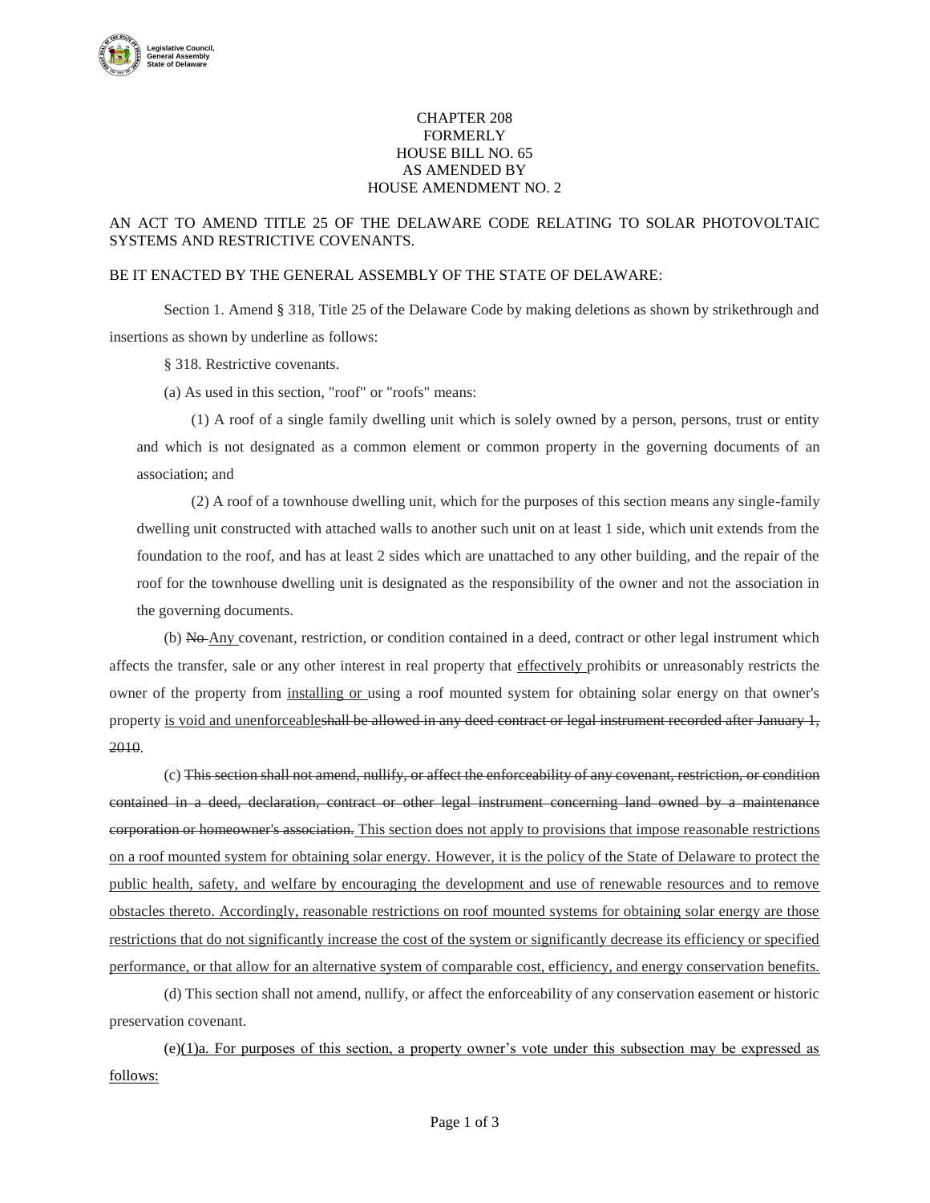CHAPTER 208
FORMERLY
HOUSE BILL NO. 65
AS AMENDED BY
HOUSE AMENDMENT NO. 2

AN ACT TO AMEND TITLE 25 OF THE DELAWARE CODE RELATING TO SOLAR PHOTOVOLTAIC SYSTEMS AND RESTRICTIVE COVENANTS.

BE IT ENACTED BY THE GENERAL ASSEMBLY OF THE STATE OF DELAWARE:

Section 1. Amend § 318, Title 25 of the Delaware Code by making deletions as shown by strikethrough and insertions as shown by underline as follows:

§ 318. Restrictive covenants.

(a) As used in this section, "roof" or "roofs" means:

(1) A roof of a single family dwelling unit which is solely owned by a person, persons, trust or entity and which is not designated as a common element or common property in the governing documents of an association; and

(2) A roof of a townhouse dwelling unit, which for the purposes of this section means any single-family dwelling unit constructed with attached walls to another such unit on at least 1 side, which unit extends from the foundation to the roof, and has at least 2 sides which are unattached to any other building, and the repair of the roof for the townhouse dwelling unit is designated as the responsibility of the owner and not the association in the governing documents.

(b) ~~No~~ <u>Any</u> covenant, restriction, or condition contained in a deed, contract or other legal instrument which affects the transfer, sale or any other interest in real property that <u>effectively</u> prohibits or unreasonably restricts the owner of the property from <u>installing or</u> using a roof mounted system for obtaining solar energy on that owner's property <u>is void and unenforceable</u>~~shall be allowed in any deed contract or legal instrument recorded after January 1, 2010~~.

(c) ~~This section shall not amend, nullify, or affect the enforceability of any covenant, restriction, or condition contained in a deed, declaration, contract or other legal instrument concerning land owned by a maintenance corporation or homeowner's association.~~ <u>This section does not apply to provisions that impose reasonable restrictions on a roof mounted system for obtaining solar energy. However, it is the policy of the State of Delaware to protect the public health, safety, and welfare by encouraging the development and use of renewable resources and to remove obstacles thereto. Accordingly, reasonable restrictions on roof mounted systems for obtaining solar energy are those restrictions that do not significantly increase the cost of the system or significantly decrease its efficiency or specified performance, or that allow for an alternative system of comparable cost, efficiency, and energy conservation benefits.</u>

(d) This section shall not amend, nullify, or affect the enforceability of any conservation easement or historic preservation covenant.

(e)<u>(1)a. For purposes of this section, a property owner's vote under this subsection may be expressed as follows:</u>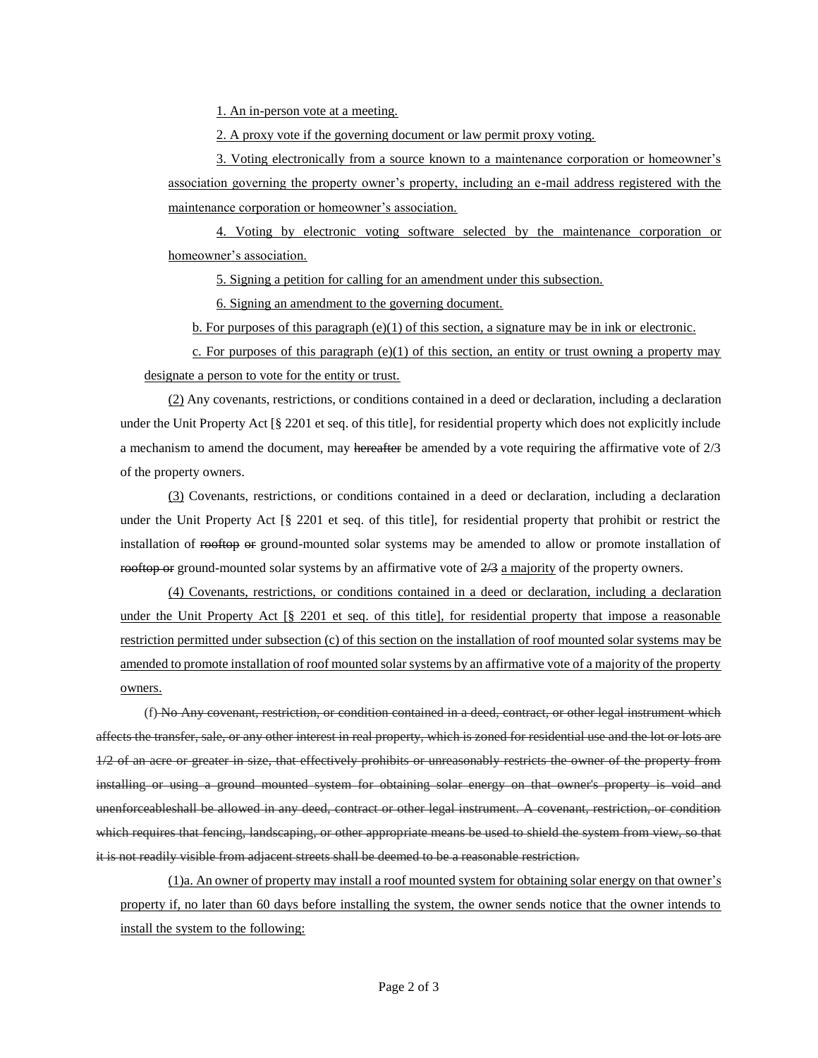1. An in-person vote at a meeting.

2. A proxy vote if the governing document or law permit proxy voting.

3. Voting electronically from a source known to a maintenance corporation or homeowner's association governing the property owner's property, including an e-mail address registered with the maintenance corporation or homeowner's association.

4. Voting by electronic voting software selected by the maintenance corporation or homeowner's association.

5. Signing a petition for calling for an amendment under this subsection.

6. Signing an amendment to the governing document.

b. For purposes of this paragraph (e)(1) of this section, a signature may be in ink or electronic.

c. For purposes of this paragraph (e)(1) of this section, an entity or trust owning a property may designate a person to vote for the entity or trust.

(2) Any covenants, restrictions, or conditions contained in a deed or declaration, including a declaration under the Unit Property Act [§ 2201 et seq. of this title], for residential property which does not explicitly include a mechanism to amend the document, may ~~hereafter~~ be amended by a vote requiring the affirmative vote of 2/3 of the property owners.

(3) Covenants, restrictions, or conditions contained in a deed or declaration, including a declaration under the Unit Property Act [§ 2201 et seq. of this title], for residential property that prohibit or restrict the installation of ~~rooftop or~~ ground-mounted solar systems may be amended to allow or promote installation of ~~rooftop or~~ ground-mounted solar systems by an affirmative vote of ~~2/3~~ a majority of the property owners.

(4) Covenants, restrictions, or conditions contained in a deed or declaration, including a declaration under the Unit Property Act [§ 2201 et seq. of this title], for residential property that impose a reasonable restriction permitted under subsection (c) of this section on the installation of roof mounted solar systems may be amended to promote installation of roof mounted solar systems by an affirmative vote of a majority of the property owners.

(f) ~~No Any covenant, restriction, or condition contained in a deed, contract, or other legal instrument which affects the transfer, sale, or any other interest in real property, which is zoned for residential use and the lot or lots are 1/2 of an acre or greater in size, that effectively prohibits or unreasonably restricts the owner of the property from installing or using a ground mounted system for obtaining solar energy on that owner's property is void and unenforceableshall be allowed in any deed, contract or other legal instrument. A covenant, restriction, or condition which requires that fencing, landscaping, or other appropriate means be used to shield the system from view, so that it is not readily visible from adjacent streets shall be deemed to be a reasonable restriction.~~

(1)a. An owner of property may install a roof mounted system for obtaining solar energy on that owner's property if, no later than 60 days before installing the system, the owner sends notice that the owner intends to install the system to the following: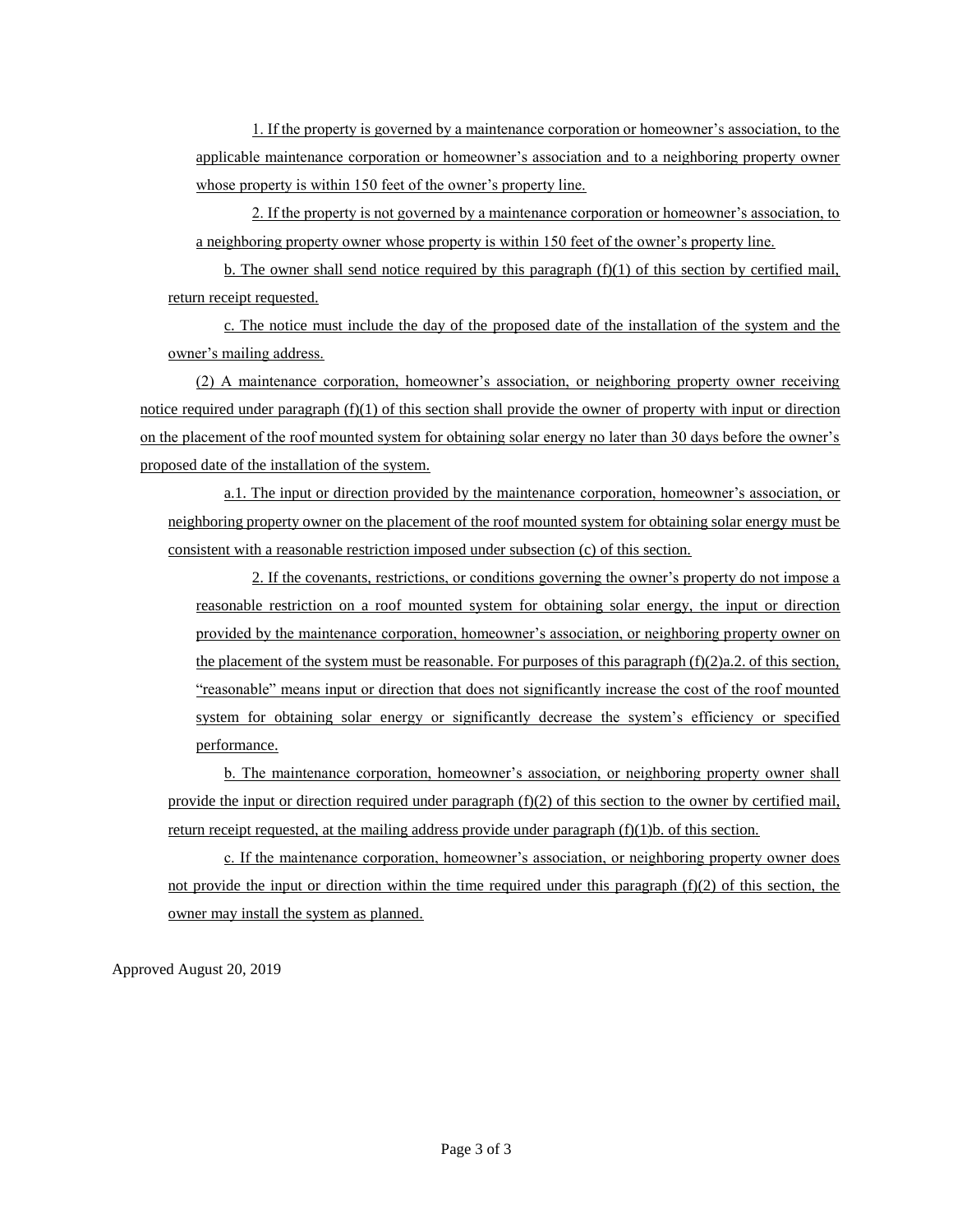1. If the property is governed by a maintenance corporation or homeowner's association, to the applicable maintenance corporation or homeowner's association and to a neighboring property owner whose property is within 150 feet of the owner's property line.

2. If the property is not governed by a maintenance corporation or homeowner's association, to a neighboring property owner whose property is within 150 feet of the owner's property line.

b. The owner shall send notice required by this paragraph (f)(1) of this section by certified mail, return receipt requested.

c. The notice must include the day of the proposed date of the installation of the system and the owner's mailing address.

(2) A maintenance corporation, homeowner's association, or neighboring property owner receiving notice required under paragraph (f)(1) of this section shall provide the owner of property with input or direction on the placement of the roof mounted system for obtaining solar energy no later than 30 days before the owner's proposed date of the installation of the system.

a.1. The input or direction provided by the maintenance corporation, homeowner's association, or neighboring property owner on the placement of the roof mounted system for obtaining solar energy must be consistent with a reasonable restriction imposed under subsection (c) of this section.

2. If the covenants, restrictions, or conditions governing the owner's property do not impose a reasonable restriction on a roof mounted system for obtaining solar energy, the input or direction provided by the maintenance corporation, homeowner's association, or neighboring property owner on the placement of the system must be reasonable. For purposes of this paragraph (f)(2)a.2. of this section, "reasonable" means input or direction that does not significantly increase the cost of the roof mounted system for obtaining solar energy or significantly decrease the system's efficiency or specified performance.

b. The maintenance corporation, homeowner's association, or neighboring property owner shall provide the input or direction required under paragraph (f)(2) of this section to the owner by certified mail, return receipt requested, at the mailing address provide under paragraph (f)(1)b. of this section.

c. If the maintenance corporation, homeowner's association, or neighboring property owner does not provide the input or direction within the time required under this paragraph (f)(2) of this section, the owner may install the system as planned.

Approved August 20, 2019